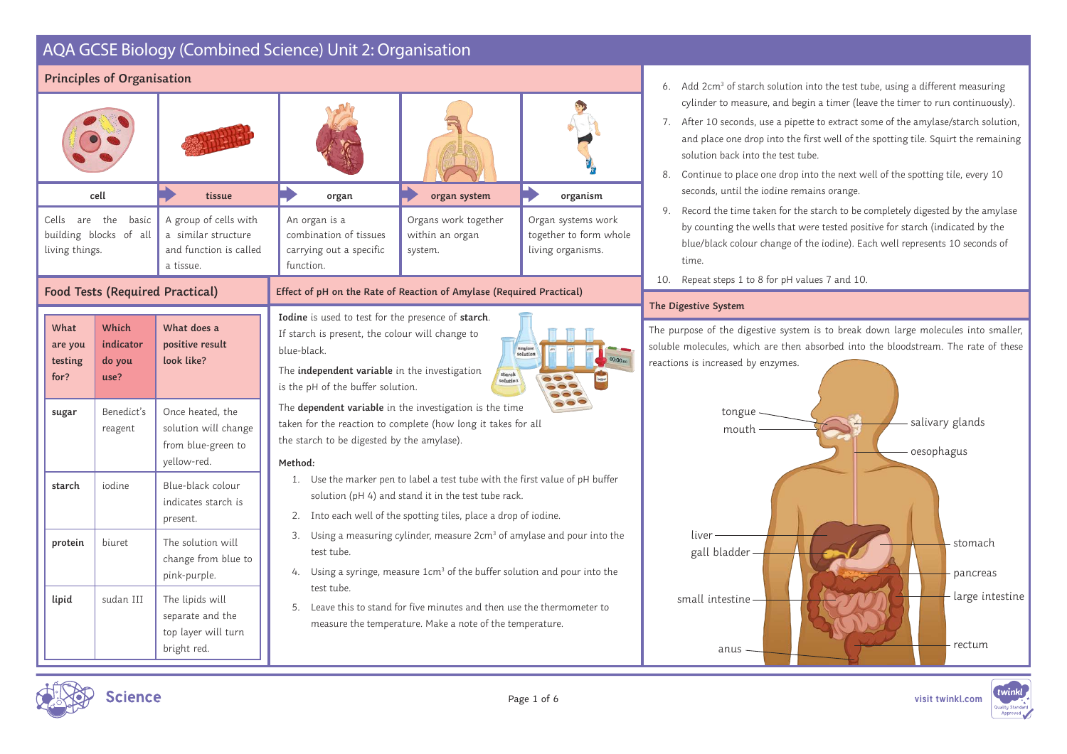# AQA GCSE Biology (Combined Science) Unit 2: Organisation

## Principles of Organisation

| cell | tissue | organ | organ system | organism |
|---|---|---|---|---|
| Cells are the basic building blocks of all living things. | A group of cells with a similar structure and function is called a tissue. | An organ is a combination of tissues carrying out a specific function. | Organs work together within an organ system. | Organ systems work together to form whole living organisms. |

## Food Tests (Required Practical)

| What are you testing for? | Which indicator do you use? | What does a positive result look like? |
|---|---|---|
| **sugar** | Benedict's reagent | Once heated, the solution will change from blue-green to yellow-red. |
| **starch** | iodine | Blue-black colour indicates starch is present. |
| **protein** | biuret | The solution will change from blue to pink-purple. |
| **lipid** | sudan III | The lipids will separate and the top layer will turn bright red. |

## Effect of pH on the Rate of Reaction of Amylase (Required Practical)

**Iodine** is used to test for the presence of **starch**. If starch is present, the colour will change to blue-black.

The **independent variable** in the investigation is the pH of the buffer solution.

The **dependent variable** in the investigation is the time taken for the reaction to complete (how long it takes for all the starch to be digested by the amylase).

**Method:**

1. Use the marker pen to label a test tube with the first value of pH buffer solution (pH 4) and stand it in the test tube rack.
2. Into each well of the spotting tiles, place a drop of iodine.
3. Using a measuring cylinder, measure 2cm$^3$ of amylase and pour into the test tube.
4. Using a syringe, measure 1cm$^3$ of the buffer solution and pour into the test tube.
5. Leave this to stand for five minutes and then use the thermometer to measure the temperature. Make a note of the temperature.
6. Add 2cm$^3$ of starch solution into the test tube, using a different measuring cylinder to measure, and begin a timer (leave the timer to run continuously).
7. After 10 seconds, use a pipette to extract some of the amylase/starch solution, and place one drop into the first well of the spotting tile. Squirt the remaining solution back into the test tube.
8. Continue to place one drop into the next well of the spotting tile, every 10 seconds, until the iodine remains orange.
9. Record the time taken for the starch to be completely digested by the amylase by counting the wells that were tested positive for starch (indicated by the blue/black colour change of the iodine). Each well represents 10 seconds of time.
10. Repeat steps 1 to 8 for pH values 7 and 10.

## The Digestive System

The purpose of the digestive system is to break down large molecules into smaller, soluble molecules, which are then absorbed into the bloodstream. The rate of these reactions is increased by enzymes.

Labels: tongue, mouth, salivary glands, oesophagus, liver, gall bladder, stomach, pancreas, small intestine, large intestine, anus, rectum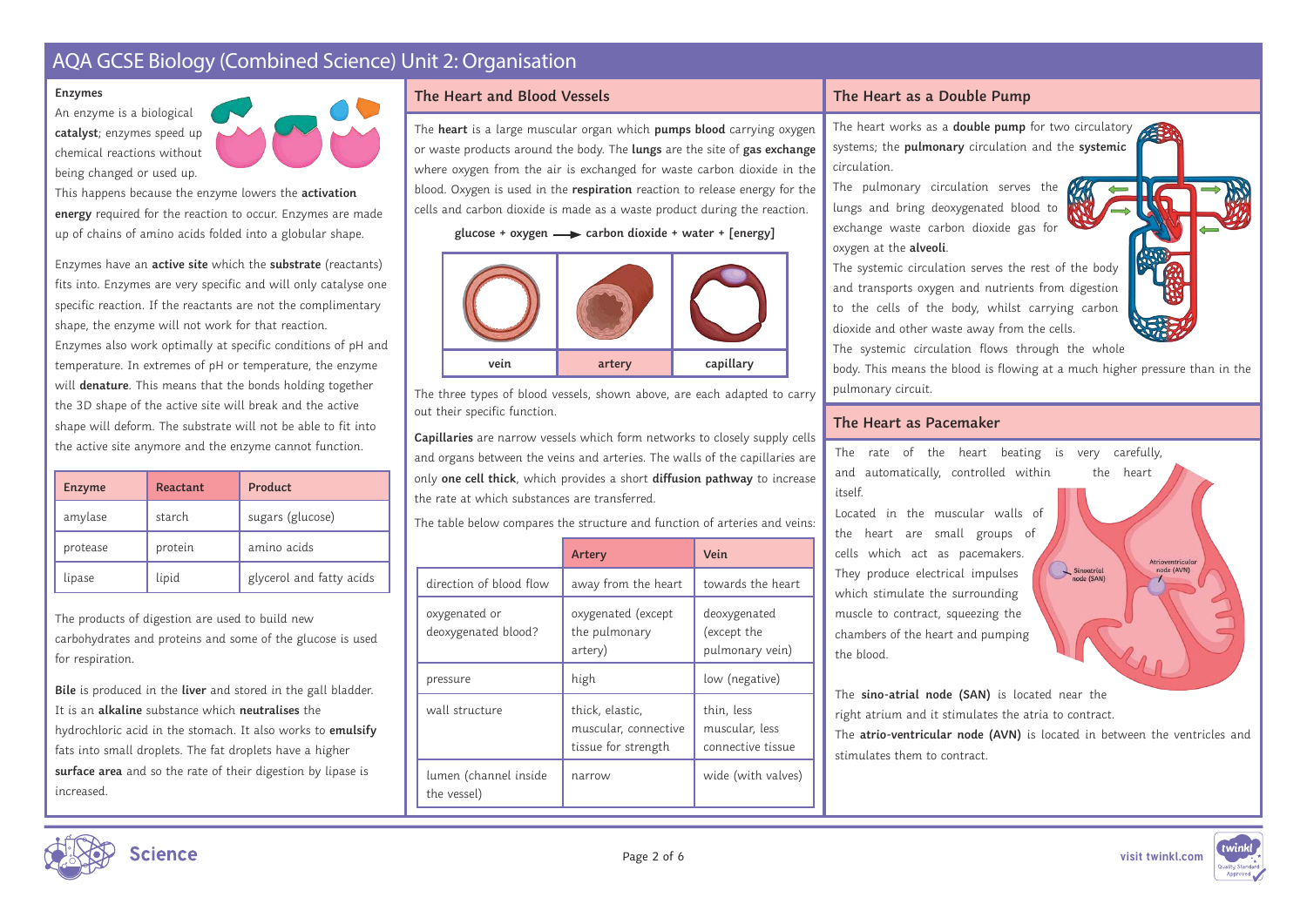# AQA GCSE Biology (Combined Science) Unit 2: Organisation

### Enzymes

An enzyme is a biological **catalyst**; enzymes speed up chemical reactions without being changed or used up. This happens because the enzyme lowers the **activation energy** required for the reaction to occur. Enzymes are made up of chains of amino acids folded into a globular shape.

Enzymes have an **active site** which the **substrate** (reactants) fits into. Enzymes are very specific and will only catalyse one specific reaction. If the reactants are not the complimentary shape, the enzyme will not work for that reaction.

Enzymes also work optimally at specific conditions of pH and temperature. In extremes of pH or temperature, the enzyme will **denature**. This means that the bonds holding together the 3D shape of the active site will break and the active shape will deform. The substrate will not be able to fit into the active site anymore and the enzyme cannot function.

| Enzyme | Reactant | Product |
|---|---|---|
| amylase | starch | sugars (glucose) |
| protease | protein | amino acids |
| lipase | lipid | glycerol and fatty acids |

The products of digestion are used to build new carbohydrates and proteins and some of the glucose is used for respiration.

**Bile** is produced in the **liver** and stored in the gall bladder. It is an **alkaline** substance which **neutralises** the hydrochloric acid in the stomach. It also works to **emulsify** fats into small droplets. The fat droplets have a higher **surface area** and so the rate of their digestion by lipase is increased.

## The Heart and Blood Vessels

The **heart** is a large muscular organ which **pumps blood** carrying oxygen or waste products around the body. The **lungs** are the site of **gas exchange** where oxygen from the air is exchanged for waste carbon dioxide in the blood. Oxygen is used in the **respiration** reaction to release energy for the cells and carbon dioxide is made as a waste product during the reaction.

**glucose + oxygen → carbon dioxide + water + [energy]**

| vein | artery | capillary |
|---|---|---|

The three types of blood vessels, shown above, are each adapted to carry out their specific function.

**Capillaries** are narrow vessels which form networks to closely supply cells and organs between the veins and arteries. The walls of the capillaries are only **one cell thick**, which provides a short **diffusion pathway** to increase the rate at which substances are transferred.

The table below compares the structure and function of arteries and veins:

| | Artery | Vein |
|---|---|---|
| direction of blood flow | away from the heart | towards the heart |
| oxygenated or deoxygenated blood? | oxygenated (except the pulmonary artery) | deoxygenated (except the pulmonary vein) |
| pressure | high | low (negative) |
| wall structure | thick, elastic, muscular, connective tissue for strength | thin, less muscular, less connective tissue |
| lumen (channel inside the vessel) | narrow | wide (with valves) |

## The Heart as a Double Pump

The heart works as a **double pump** for two circulatory systems; the **pulmonary** circulation and the **systemic** circulation.

The pulmonary circulation serves the lungs and bring deoxygenated blood to exchange waste carbon dioxide gas for oxygen at the **alveoli**.

The systemic circulation serves the rest of the body and transports oxygen and nutrients from digestion to the cells of the body, whilst carrying carbon dioxide and other waste away from the cells.

The systemic circulation flows through the whole body. This means the blood is flowing at a much higher pressure than in the pulmonary circuit.

## The Heart as Pacemaker

The rate of the heart beating is very carefully, and automatically, controlled within the heart itself.

Located in the muscular walls of the heart are small groups of cells which act as pacemakers. They produce electrical impulses which stimulate the surrounding muscle to contract, squeezing the chambers of the heart and pumping the blood.

Sinoatrial node (SAN)

Atrioventricular node (AVN)

The **sino-atrial node (SAN)** is located near the right atrium and it stimulates the atria to contract.

The **atrio-ventricular node (AVN)** is located in between the ventricles and stimulates them to contract.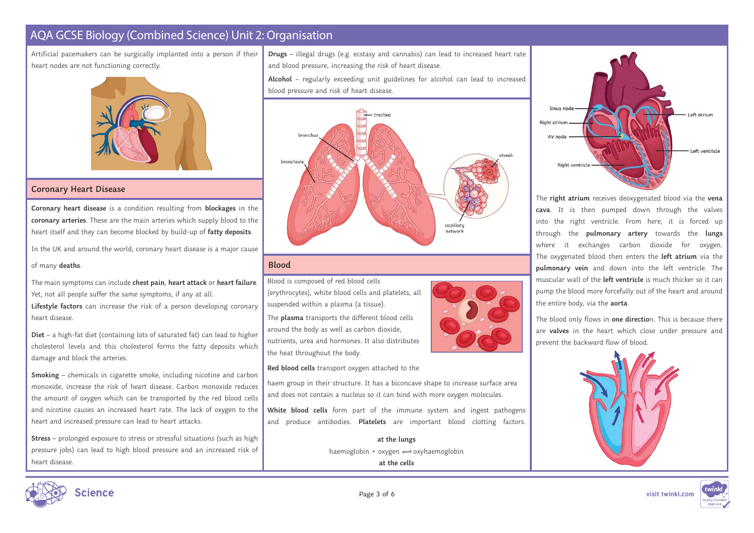# AQA GCSE Biology (Combined Science) Unit 2: Organisation

Artificial pacemakers can be surgically implanted into a person if their heart nodes are not functioning correctly.

## Coronary Heart Disease

**Coronary heart disease** is a condition resulting from **blockages** in the **coronary arteries**. These are the main arteries which supply blood to the heart itself and they can become blocked by build-up of **fatty deposits**.

In the UK and around the world, coronary heart disease is a major cause of many **deaths**.

The main symptoms can include **chest pain**, **heart attack** or **heart failure**. Yet, not all people suffer the same symptoms, if any at all.

**Lifestyle factors** can increase the risk of a person developing coronary heart disease.

**Diet** – a high-fat diet (containing lots of saturated fat) can lead to higher cholesterol levels and this cholesterol forms the fatty deposits which damage and block the arteries.

**Smoking** – chemicals in cigarette smoke, including nicotine and carbon monoxide, increase the risk of heart disease. Carbon monoxide reduces the amount of oxygen which can be transported by the red blood cells and nicotine causes an increased heart rate. The lack of oxygen to the heart and increased pressure can lead to heart attacks.

**Stress** – prolonged exposure to stress or stressful situations (such as high pressure jobs) can lead to high blood pressure and an increased risk of heart disease.

**Drugs** – illegal drugs (e.g. ecstasy and cannabis) can lead to increased heart rate and blood pressure, increasing the risk of heart disease.

**Alcohol** – regularly exceeding unit guidelines for alcohol can lead to increased blood pressure and risk of heart disease.

trachea, bronchus, bronchiole, alveoli, capillary network

## Blood

Blood is composed of red blood cells (erythrocytes), white blood cells and platelets, all suspended within a plasma (a tissue).

The **plasma** transports the different blood cells around the body as well as carbon dioxide, nutrients, urea and hormones. It also distributes the heat throughout the body.

**Red blood cells** transport oxygen attached to the haem group in their structure. It has a biconcave shape to increase surface area and does not contain a nucleus so it can bind with more oxygen molecules.

**White blood cells** form part of the immune system and ingest pathogens and produce antibodies. **Platelets** are important blood clotting factors.

**at the lungs**

haemoglobin + oxygen $\rightleftharpoons$ oxyhaemoglobin

**at the cells**

Sinus node, Right atrium, AV node, Right ventricle, Left atrium, Left ventricle

The **right atrium** receives deoxygenated blood via the **vena cava**. It is then pumped down through the valves into the right ventricle. From here, it is forced up through the **pulmonary artery** towards the **lungs** where it exchanges carbon dioxide for oxygen. The oxygenated blood then enters the **left atrium** via the **pulmonary vein** and down into the left ventricle. The muscular wall of the **left ventricle** is much thicker so it can pump the blood more forcefully out of the heart and around the entire body, via the **aorta**.

The blood only flows in **one direction**. This is because there are **valves** in the heart which close under pressure and prevent the backward flow of blood.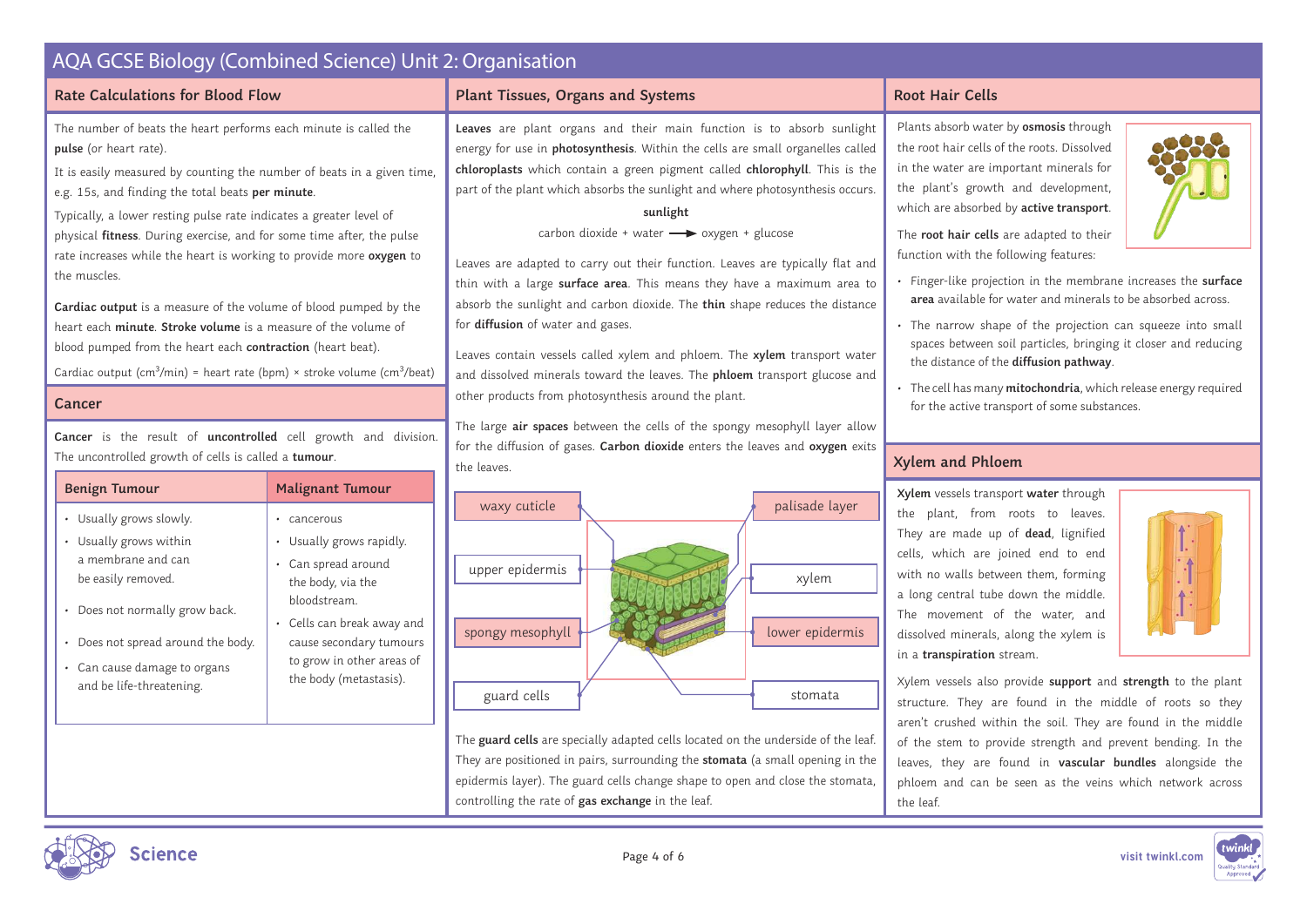# AQA GCSE Biology (Combined Science) Unit 2: Organisation

## Rate Calculations for Blood Flow

The number of beats the heart performs each minute is called the **pulse** (or heart rate).

It is easily measured by counting the number of beats in a given time, e.g. 15s, and finding the total beats **per minute**.

Typically, a lower resting pulse rate indicates a greater level of physical **fitness**. During exercise, and for some time after, the pulse rate increases while the heart is working to provide more **oxygen** to the muscles.

**Cardiac output** is a measure of the volume of blood pumped by the heart each **minute**. **Stroke volume** is a measure of the volume of blood pumped from the heart each **contraction** (heart beat).

Cardiac output ($cm^3$/min) = heart rate (bpm) × stroke volume ($cm^3$/beat)

## Cancer

**Cancer** is the result of **uncontrolled** cell growth and division. The uncontrolled growth of cells is called a **tumour**.

| Benign Tumour | Malignant Tumour |
|---|---|
| • Usually grows slowly.<br>• Usually grows within a membrane and can be easily removed.<br>• Does not normally grow back.<br>• Does not spread around the body.<br>• Can cause damage to organs and be life-threatening. | • cancerous<br>• Usually grows rapidly.<br>• Can spread around the body, via the bloodstream.<br>• Cells can break away and cause secondary tumours to grow in other areas of the body (metastasis). |

## Plant Tissues, Organs and Systems

**Leaves** are plant organs and their main function is to absorb sunlight energy for use in **photosynthesis**. Within the cells are small organelles called **chloroplasts** which contain a green pigment called **chlorophyll**. This is the part of the plant which absorbs the sunlight and where photosynthesis occurs.

$$\text{carbon dioxide} + \text{water} \xrightarrow{\text{sunlight}} \text{oxygen} + \text{glucose}$$

Leaves are adapted to carry out their function. Leaves are typically flat and thin with a large **surface area**. This means they have a maximum area to absorb the sunlight and carbon dioxide. The **thin** shape reduces the distance for **diffusion** of water and gases.

Leaves contain vessels called xylem and phloem. The **xylem** transport water and dissolved minerals toward the leaves. The **phloem** transport glucose and other products from photosynthesis around the plant.

The large **air spaces** between the cells of the spongy mesophyll layer allow for the diffusion of gases. **Carbon dioxide** enters the leaves and **oxygen** exits the leaves.

waxy cuticle, upper epidermis, spongy mesophyll, guard cells, palisade layer, xylem, lower epidermis, stomata

The **guard cells** are specially adapted cells located on the underside of the leaf. They are positioned in pairs, surrounding the **stomata** (a small opening in the epidermis layer). The guard cells change shape to open and close the stomata, controlling the rate of **gas exchange** in the leaf.

## Root Hair Cells

Plants absorb water by **osmosis** through the root hair cells of the roots. Dissolved in the water are important minerals for the plant's growth and development, which are absorbed by **active transport**.

The **root hair cells** are adapted to their function with the following features:

- Finger-like projection in the membrane increases the **surface area** available for water and minerals to be absorbed across.
- The narrow shape of the projection can squeeze into small spaces between soil particles, bringing it closer and reducing the distance of the **diffusion pathway**.
- The cell has many **mitochondria**, which release energy required for the active transport of some substances.

## Xylem and Phloem

**Xylem** vessels transport **water** through the plant, from roots to leaves. They are made up of **dead**, lignified cells, which are joined end to end with no walls between them, forming a long central tube down the middle. The movement of the water, and dissolved minerals, along the xylem is in a **transpiration** stream.

Xylem vessels also provide **support** and **strength** to the plant structure. They are found in the middle of roots so they aren't crushed within the soil. They are found in the middle of the stem to provide strength and prevent bending. In the leaves, they are found in **vascular bundles** alongside the phloem and can be seen as the veins which network across the leaf.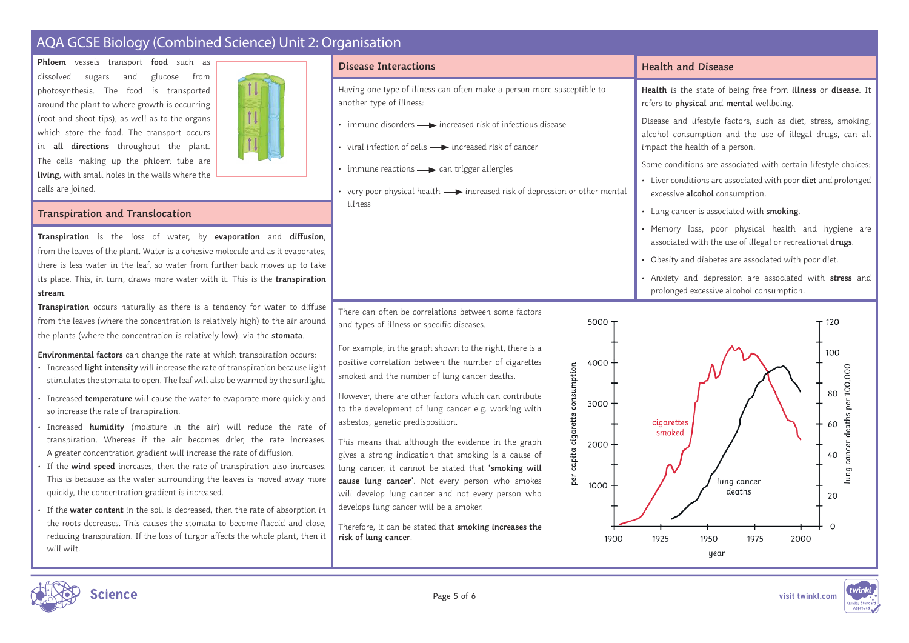# AQA GCSE Biology (Combined Science) Unit 2: Organisation

**Phloem** vessels transport **food** such as dissolved sugars and glucose from photosynthesis. The food is transported around the plant to where growth is occurring (root and shoot tips), as well as to the organs which store the food. The transport occurs in **all directions** throughout the plant. The cells making up the phloem tube are **living**, with small holes in the walls where the cells are joined.

## Transpiration and Translocation

**Transpiration** is the loss of water, by **evaporation** and **diffusion**, from the leaves of the plant. Water is a cohesive molecule and as it evaporates, there is less water in the leaf, so water from further back moves up to take its place. This, in turn, draws more water with it. This is the **transpiration stream**.

**Transpiration** occurs naturally as there is a tendency for water to diffuse from the leaves (where the concentration is relatively high) to the air around the plants (where the concentration is relatively low), via the **stomata**.

**Environmental factors** can change the rate at which transpiration occurs:

- Increased **light intensity** will increase the rate of transpiration because light stimulates the stomata to open. The leaf will also be warmed by the sunlight.
- Increased **temperature** will cause the water to evaporate more quickly and so increase the rate of transpiration.
- Increased **humidity** (moisture in the air) will reduce the rate of transpiration. Whereas if the air becomes drier, the rate increases. A greater concentration gradient will increase the rate of diffusion.
- If the **wind speed** increases, then the rate of transpiration also increases. This is because as the water surrounding the leaves is moved away more quickly, the concentration gradient is increased.
- If the **water content** in the soil is decreased, then the rate of absorption in the roots decreases. This causes the stomata to become flaccid and close, reducing transpiration. If the loss of turgor affects the whole plant, then it will wilt.

## Disease Interactions

Having one type of illness can often make a person more susceptible to another type of illness:

- immune disorders → increased risk of infectious disease
- viral infection of cells → increased risk of cancer
- immune reactions → can trigger allergies
- very poor physical health → increased risk of depression or other mental illness

There can often be correlations between some factors and types of illness or specific diseases.

For example, in the graph shown to the right, there is a positive correlation between the number of cigarettes smoked and the number of lung cancer deaths.

However, there are other factors which can contribute to the development of lung cancer e.g. working with asbestos, genetic predisposition.

This means that although the evidence in the graph gives a strong indication that smoking is a cause of lung cancer, it cannot be stated that **'smoking will cause lung cancer'**. Not every person who smokes will develop lung cancer and not every person who develops lung cancer will be a smoker.

Therefore, it can be stated that **smoking increases the risk of lung cancer**.

## Health and Disease

**Health** is the state of being free from **illness** or **disease**. It refers to **physical** and **mental** wellbeing.

Disease and lifestyle factors, such as diet, stress, smoking, alcohol consumption and the use of illegal drugs, can all impact the health of a person.

Some conditions are associated with certain lifestyle choices:

- Liver conditions are associated with poor **diet** and prolonged excessive **alcohol** consumption.
- Lung cancer is associated with **smoking**.
- Memory loss, poor physical health and hygiene are associated with the use of illegal or recreational **drugs**.
- Obesity and diabetes are associated with poor diet.
- Anxiety and depression are associated with **stress** and prolonged excessive alcohol consumption.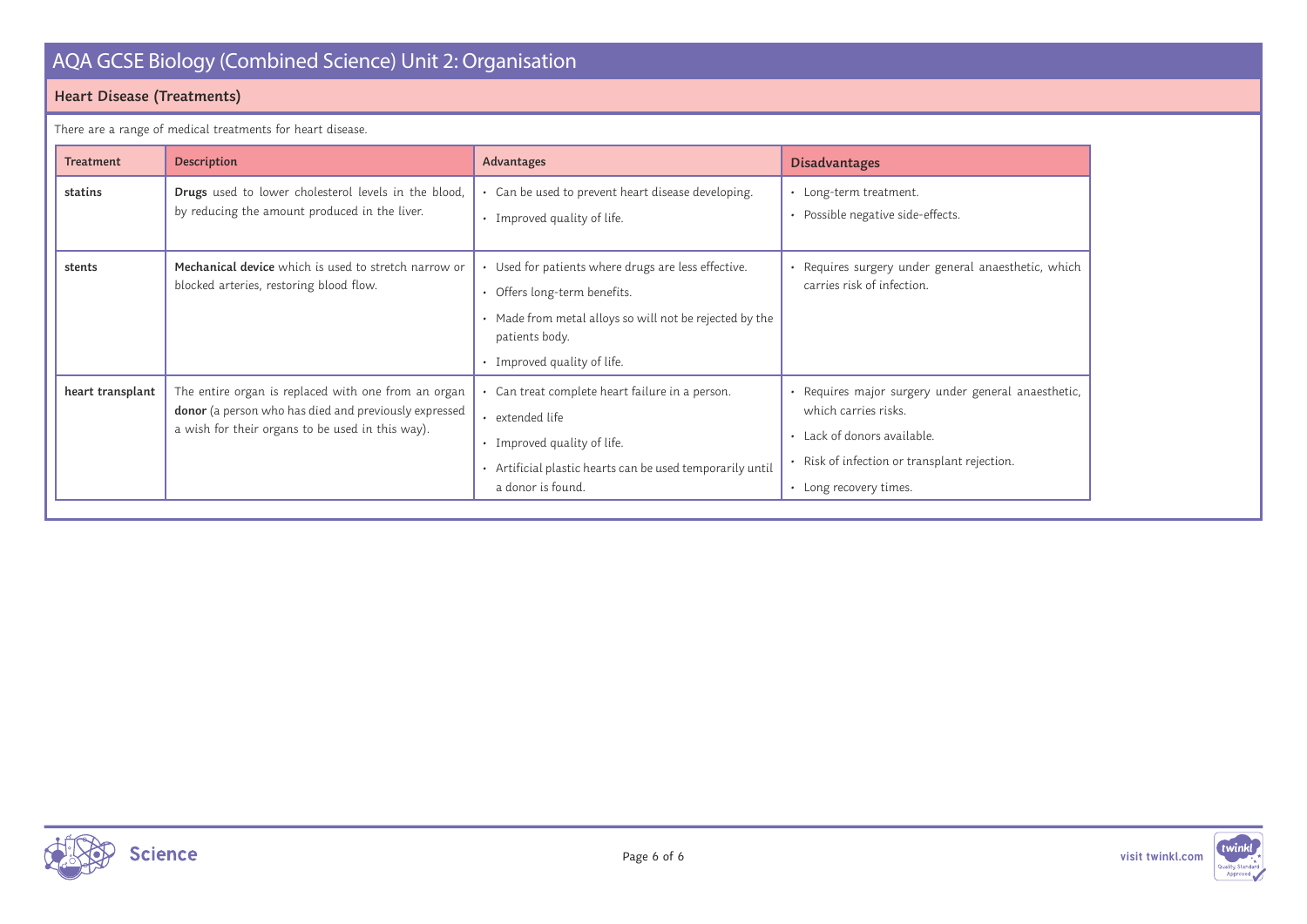# AQA GCSE Biology (Combined Science) Unit 2: Organisation

## Heart Disease (Treatments)

There are a range of medical treatments for heart disease.

| Treatment | Description | Advantages | Disadvantages |
|---|---|---|---|
| **statins** | **Drugs** used to lower cholesterol levels in the blood, by reducing the amount produced in the liver. | • Can be used to prevent heart disease developing.<br>• Improved quality of life. | • Long-term treatment.<br>• Possible negative side-effects. |
| **stents** | **Mechanical device** which is used to stretch narrow or blocked arteries, restoring blood flow. | • Used for patients where drugs are less effective.<br>• Offers long-term benefits.<br>• Made from metal alloys so will not be rejected by the patients body.<br>• Improved quality of life. | • Requires surgery under general anaesthetic, which carries risk of infection. |
| **heart transplant** | The entire organ is replaced with one from an organ **donor** (a person who has died and previously expressed a wish for their organs to be used in this way). | • Can treat complete heart failure in a person.<br>• extended life<br>• Improved quality of life.<br>• Artificial plastic hearts can be used temporarily until a donor is found. | • Requires major surgery under general anaesthetic, which carries risks.<br>• Lack of donors available.<br>• Risk of infection or transplant rejection.<br>• Long recovery times. |